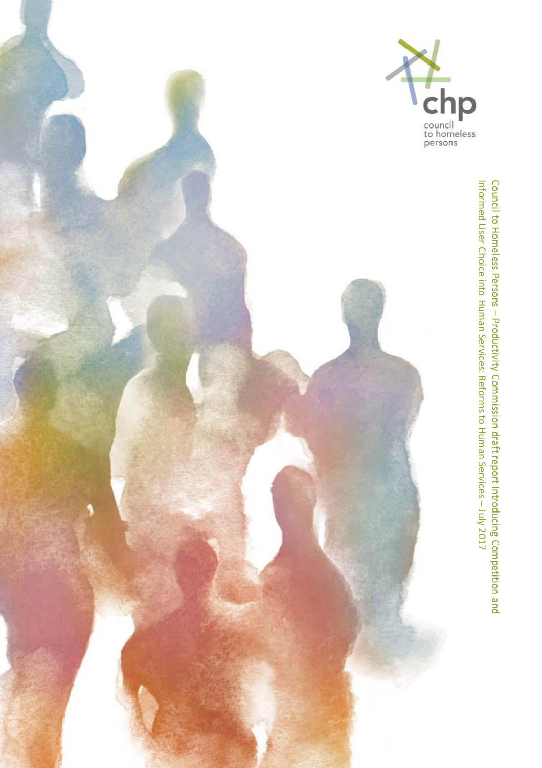chp

council to homeless persons

Council to Homeless Persons – Productivity Commission draft report Introducing Competition and Informed User Choice into Human Services: Reforms to Human Services – July 2017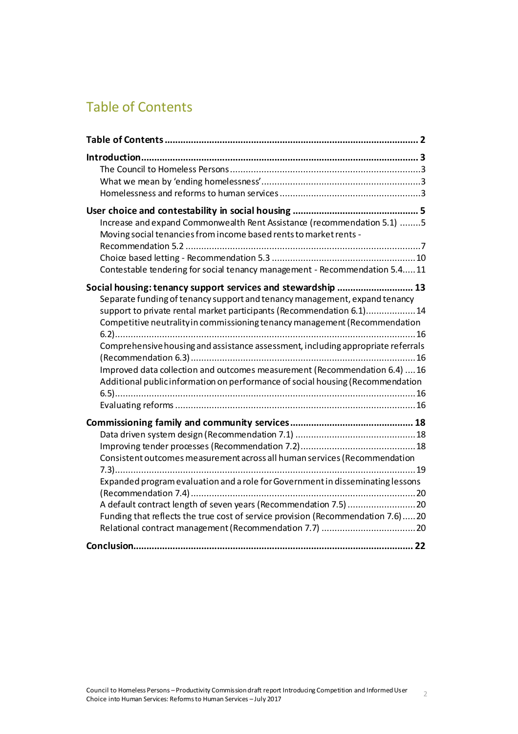# Table of Contents

**Table of Contents** ........ **2**

**Introduction** ........ **3**

- The Council to Homeless Persons ........ 3
- What we mean by 'ending homelessness' ........ 3
- Homelessness and reforms to human services ........ 3

**User choice and contestability in social housing** ........ **5**

- Increase and expand Commonwealth Rent Assistance (recommendation 5.1) ........ 5
- Moving social tenancies from income based rents to market rents - Recommendation 5.2 ........ 7
- Choice based letting - Recommendation 5.3 ........ 10
- Contestable tendering for social tenancy management - Recommendation 5.4 ........ 11

**Social housing: tenancy support services and stewardship** ........ **13**

- Separate funding of tenancy support and tenancy management, expand tenancy support to private rental market participants (Recommendation 6.1) ........ 14
- Competitive neutrality in commissioning tenancy management (Recommendation 6.2) ........ 16
- Comprehensive housing and assistance assessment, including appropriate referrals (Recommendation 6.3) ........ 16
- Improved data collection and outcomes measurement (Recommendation 6.4) ........ 16
- Additional public information on performance of social housing (Recommendation 6.5) ........ 16
- Evaluating reforms ........ 16

**Commissioning family and community services** ........ **18**

- Data driven system design (Recommendation 7.1) ........ 18
- Improving tender processes (Recommendation 7.2) ........ 18
- Consistent outcomes measurement across all human services (Recommendation 7.3) ........ 19
- Expanded program evaluation and a role for Government in disseminating lessons (Recommendation 7.4) ........ 20
- A default contract length of seven years (Recommendation 7.5) ........ 20
- Funding that reflects the true cost of service provision (Recommendation 7.6) ........ 20
- Relational contract management (Recommendation 7.7) ........ 20

**Conclusion** ........ **22**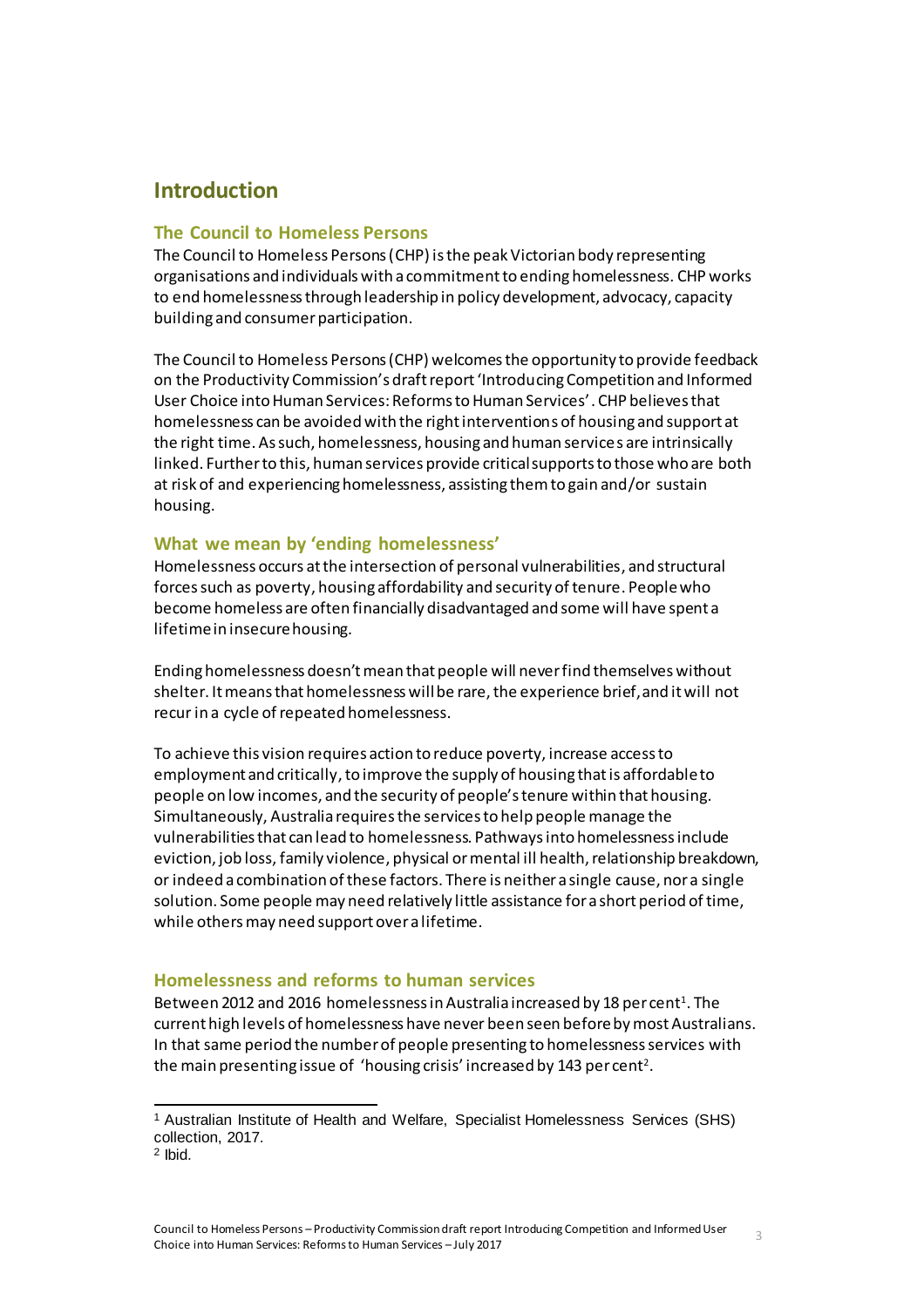# Introduction

## The Council to Homeless Persons

The Council to Homeless Persons (CHP) is the peak Victorian body representing organisations and individuals with a commitment to ending homelessness. CHP works to end homelessness through leadership in policy development, advocacy, capacity building and consumer participation.

The Council to Homeless Persons (CHP) welcomes the opportunity to provide feedback on the Productivity Commission's draft report 'Introducing Competition and Informed User Choice into Human Services: Reforms to Human Services'. CHP believes that homelessness can be avoided with the right interventions of housing and support at the right time. As such, homelessness, housing and human services are intrinsically linked. Further to this, human services provide critical supports to those who are both at risk of and experiencing homelessness, assisting them to gain and/or sustain housing.

## What we mean by 'ending homelessness'

Homelessness occurs at the intersection of personal vulnerabilities, and structural forces such as poverty, housing affordability and security of tenure. People who become homeless are often financially disadvantaged and some will have spent a lifetime in insecure housing.

Ending homelessness doesn't mean that people will never find themselves without shelter. It means that homelessness will be rare, the experience brief, and it will not recur in a cycle of repeated homelessness.

To achieve this vision requires action to reduce poverty, increase access to employment and critically, to improve the supply of housing that is affordable to people on low incomes, and the security of people's tenure within that housing. Simultaneously, Australia requires the services to help people manage the vulnerabilities that can lead to homelessness. Pathways into homelessness include eviction, job loss, family violence, physical or mental ill health, relationship breakdown, or indeed a combination of these factors. There is neither a single cause, nor a single solution. Some people may need relatively little assistance for a short period of time, while others may need support over a lifetime.

## Homelessness and reforms to human services

Between 2012 and 2016 homelessness in Australia increased by 18 per cent[1]. The current high levels of homelessness have never been seen before by most Australians. In that same period the number of people presenting to homelessness services with the main presenting issue of 'housing crisis' increased by 143 per cent[2].

---

[1] Australian Institute of Health and Welfare, Specialist Homelessness Services (SHS) collection, 2017.

[2] Ibid.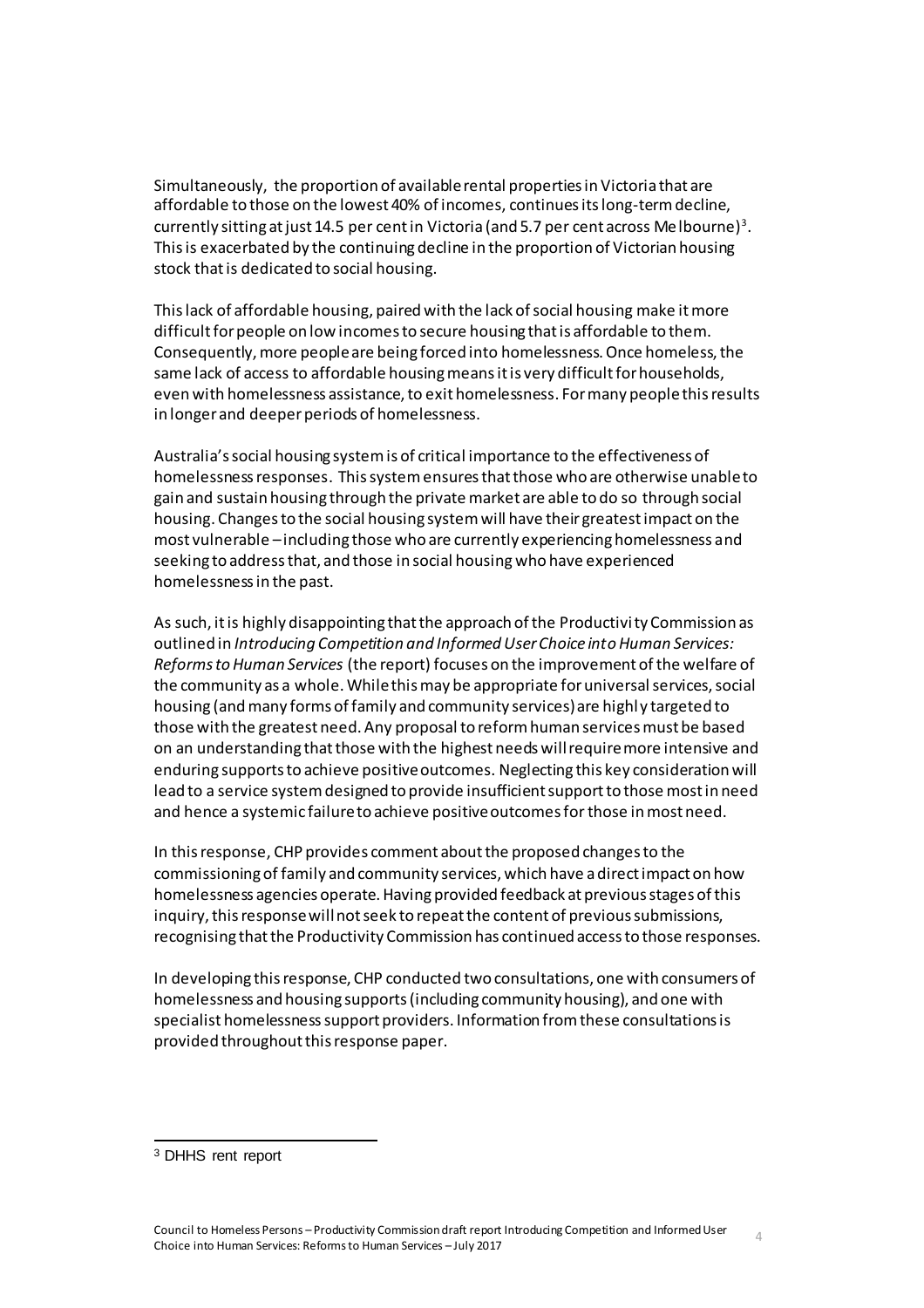Simultaneously, the proportion of available rental properties in Victoria that are affordable to those on the lowest 40% of incomes, continues its long-term decline, currently sitting at just 14.5 per cent in Victoria (and 5.7 per cent across Melbourne)[3]. This is exacerbated by the continuing decline in the proportion of Victorian housing stock that is dedicated to social housing.

This lack of affordable housing, paired with the lack of social housing make it more difficult for people on low incomes to secure housing that is affordable to them. Consequently, more people are being forced into homelessness. Once homeless, the same lack of access to affordable housing means it is very difficult for households, even with homelessness assistance, to exit homelessness. For many people this results in longer and deeper periods of homelessness.

Australia's social housing system is of critical importance to the effectiveness of homelessness responses. This system ensures that those who are otherwise unable to gain and sustain housing through the private market are able to do so through social housing. Changes to the social housing system will have their greatest impact on the most vulnerable – including those who are currently experiencing homelessness and seeking to address that, and those in social housing who have experienced homelessness in the past.

As such, it is highly disappointing that the approach of the Productivity Commission as outlined in *Introducing Competition and Informed User Choice into Human Services: Reforms to Human Services* (the report) focuses on the improvement of the welfare of the community as a whole. While this may be appropriate for universal services, social housing (and many forms of family and community services) are highly targeted to those with the greatest need. Any proposal to reform human services must be based on an understanding that those with the highest needs will require more intensive and enduring supports to achieve positive outcomes. Neglecting this key consideration will lead to a service system designed to provide insufficient support to those most in need and hence a systemic failure to achieve positive outcomes for those in most need.

In this response, CHP provides comment about the proposed changes to the commissioning of family and community services, which have a direct impact on how homelessness agencies operate. Having provided feedback at previous stages of this inquiry, this response will not seek to repeat the content of previous submissions, recognising that the Productivity Commission has continued access to those responses.

In developing this response, CHP conducted two consultations, one with consumers of homelessness and housing supports (including community housing), and one with specialist homelessness support providers. Information from these consultations is provided throughout this response paper.

---

[3] DHHS rent report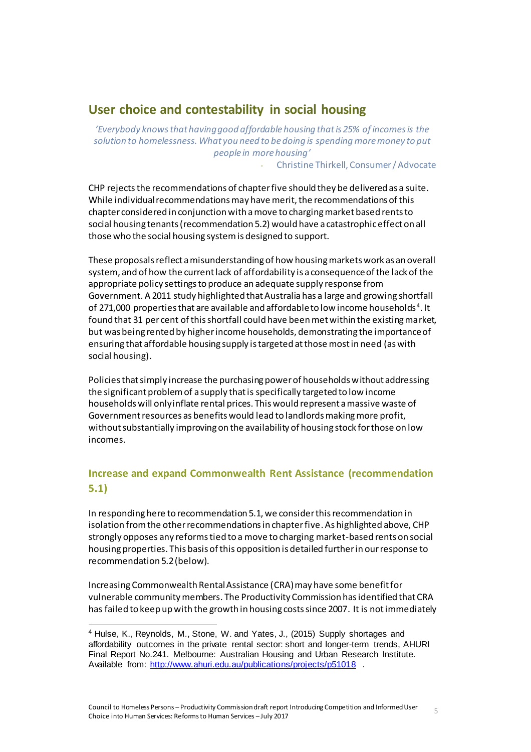## User choice and contestability in social housing

*'Everybody knows that having good affordable housing that is 25% of incomes is the solution to homelessness. What you need to be doing is spending money to put people in more housing'*

- Christine Thirkell, Consumer / Advocate

CHP rejects the recommendations of chapter five should they be delivered as a suite. While individual recommendations may have merit, the recommendations of this chapter considered in conjunction with a move to charging market based rents to social housing tenants (recommendation 5.2) would have a catastrophic effect on all those who the social housing system is designed to support.

These proposals reflect a misunderstanding of how housing markets work as an overall system, and of how the current lack of affordability is a consequence of the lack of the appropriate policy settings to produce an adequate supply response from Government. A 2011 study highlighted that Australia has a large and growing shortfall of 271,000 properties that are available and affordable to low income households[4]. It found that 31 per cent of this shortfall could have been met within the existing market, but was being rented by higher income households, demonstrating the importance of ensuring that affordable housing supply is targeted at those most in need (as with social housing).

Policies that simply increase the purchasing power of households without addressing the significant problem of a supply that is specifically targeted to low income households will only inflate rental prices. This would represent a massive waste of Government resources as benefits would lead to landlords making more profit, without substantially improving on the availability of housing stock for those on low incomes.

### Increase and expand Commonwealth Rent Assistance (recommendation 5.1)

In responding here to recommendation 5.1, we consider this recommendation in isolation from the other recommendations in chapter five. As highlighted above, CHP strongly opposes any reforms tied to a move to charging market-based rents on social housing properties. This basis of this opposition is detailed further in our response to recommendation 5.2 (below).

Increasing Commonwealth Rental Assistance (CRA) may have some benefit for vulnerable community members. The Productivity Commission has identified that CRA has failed to keep up with the growth in housing costs since 2007. It is not immediately

---

[4] Hulse, K., Reynolds, M., Stone, W. and Yates, J., (2015) Supply shortages and affordability outcomes in the private rental sector: short and longer-term trends, AHURI Final Report No.241. Melbourne: Australian Housing and Urban Research Institute. Available from: http://www.ahuri.edu.au/publications/projects/p51018 .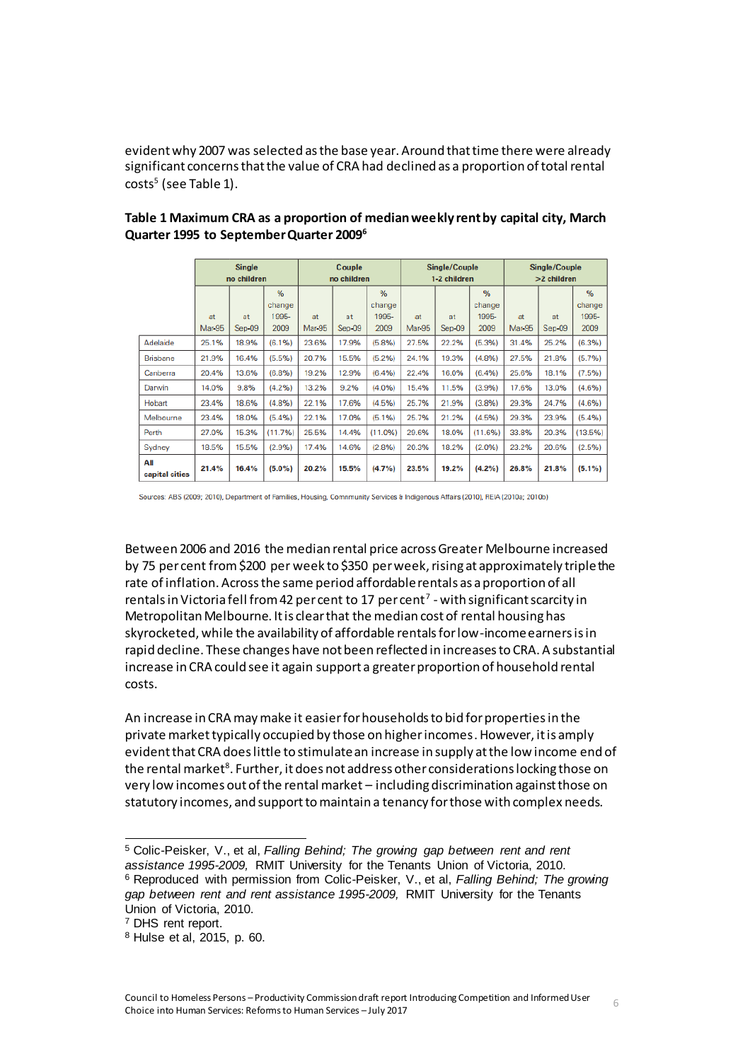evident why 2007 was selected as the base year. Around that time there were already significant concerns that the value of CRA had declined as a proportion of total rental costs[5] (see Table 1).

**Table 1 Maximum CRA as a proportion of median weekly rent by capital city, March Quarter 1995 to September Quarter 2009**[6]

| | Single no children | | | Couple no children | | | Single/Couple 1-2 children | | | Single/Couple >2 children | | |
|---|---|---|---|---|---|---|---|---|---|---|---|---|
| | at Mar-95 | at Sep-09 | % change 1995-2009 | at Mar-95 | at Sep-09 | % change 1995-2009 | at Mar-95 | at Sep-09 | % change 1995-2009 | at Mar-95 | at Sep-09 | % change 1995-2009 |
| Adelaide | 25.1% | 18.9% | (6.1%) | 23.6% | 17.9% | (5.8%) | 27.5% | 22.2% | (5.3%) | 31.4% | 25.2% | (6.3%) |
| Brisbane | 21.9% | 16.4% | (5.5%) | 20.7% | 15.5% | (5.2%) | 24.1% | 19.3% | (4.8%) | 27.5% | 21.8% | (5.7%) |
| Canberra | 20.4% | 13.6% | (6.8%) | 19.2% | 12.9% | (6.4%) | 22.4% | 16.0% | (6.4%) | 25.6% | 18.1% | (7.5%) |
| Darwin | 14.0% | 9.8% | (4.2%) | 13.2% | 9.2% | (4.0%) | 15.4% | 11.5% | (3.9%) | 17.6% | 13.0% | (4.6%) |
| Hobart | 23.4% | 18.6% | (4.8%) | 22.1% | 17.6% | (4.5%) | 25.7% | 21.9% | (3.8%) | 29.3% | 24.7% | (4.6%) |
| Melbourne | 23.4% | 18.0% | (5.4%) | 22.1% | 17.0% | (5.1%) | 25.7% | 21.2% | (4.5%) | 29.3% | 23.9% | (5.4%) |
| Perth | 27.0% | 15.3% | (11.7%) | 25.5% | 14.4% | (11.0%) | 29.6% | 18.0% | (11.6%) | 33.8% | 20.3% | (13.5%) |
| Sydney | 18.5% | 15.5% | (2.9%) | 17.4% | 14.6% | (2.8%) | 20.3% | 18.2% | (2.0%) | 23.2% | 20.6% | (2.5%) |
| **All capital cities** | **21.4%** | **16.4%** | **(5.0%)** | **20.2%** | **15.5%** | **(4.7%)** | **23.5%** | **19.2%** | **(4.2%)** | **26.8%** | **21.8%** | **(5.1%)** |

Sources: ABS (2009; 2010), Department of Families, Housing, Community Services & Indigenous Affairs (2010), REIA (2010a; 2010b)

Between 2006 and 2016 the median rental price across Greater Melbourne increased by 75 per cent from $200 per week to $350 per week, rising at approximately triple the rate of inflation. Across the same period affordable rentals as a proportion of all rentals in Victoria fell from 42 per cent to 17 per cent[7] - with significant scarcity in Metropolitan Melbourne. It is clear that the median cost of rental housing has skyrocketed, while the availability of affordable rentals for low-income earners is in rapid decline. These changes have not been reflected in increases to CRA. A substantial increase in CRA could see it again support a greater proportion of household rental costs.

An increase in CRA may make it easier for households to bid for properties in the private market typically occupied by those on higher incomes. However, it is amply evident that CRA does little to stimulate an increase in supply at the low income end of the rental market[8]. Further, it does not address other considerations locking those on very low incomes out of the rental market – including discrimination against those on statutory incomes, and support to maintain a tenancy for those with complex needs.

---

[5] Colic-Peisker, V., et al, *Falling Behind; The growing gap between rent and rent assistance 1995-2009,* RMIT University for the Tenants Union of Victoria, 2010.

[6] Reproduced with permission from Colic-Peisker, V., et al, *Falling Behind; The growing gap between rent and rent assistance 1995-2009,* RMIT University for the Tenants Union of Victoria, 2010.

[7] DHS rent report.

[8] Hulse et al, 2015, p. 60.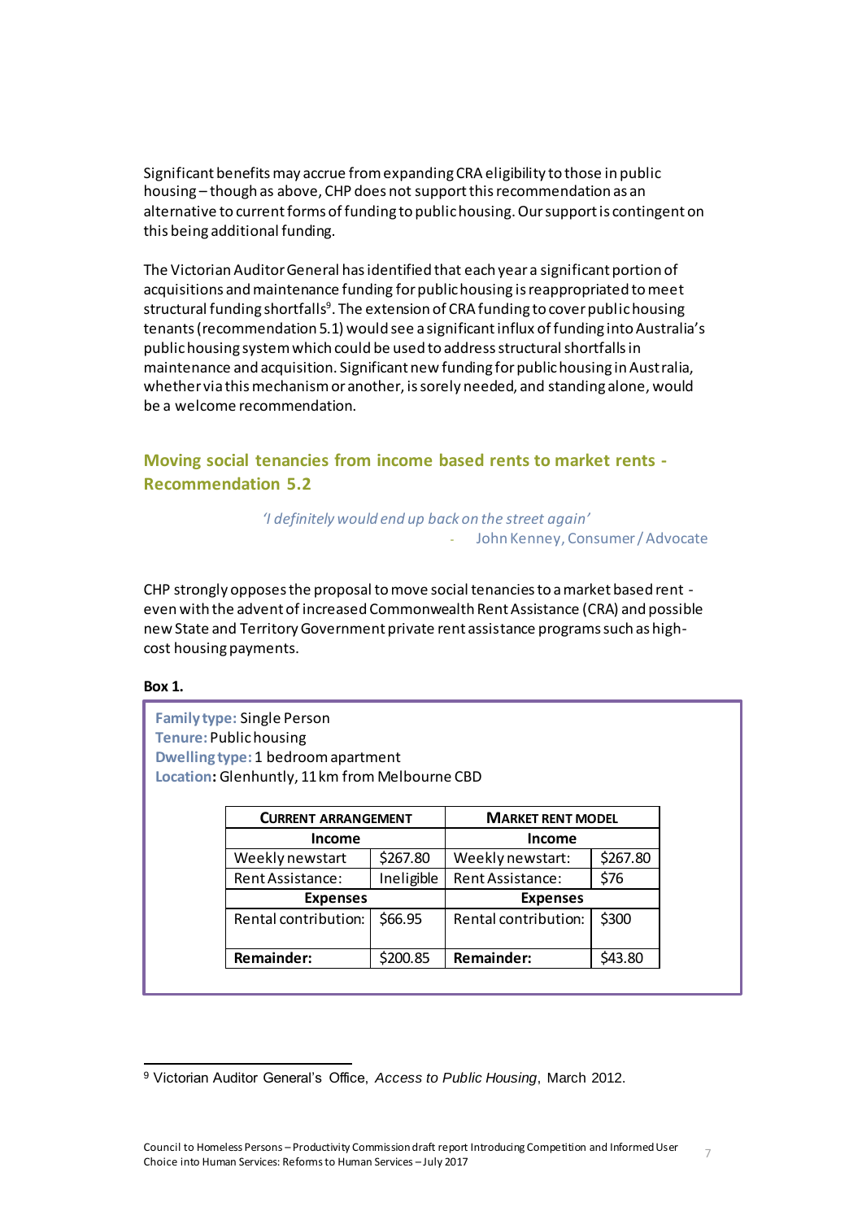Significant benefits may accrue from expanding CRA eligibility to those in public housing – though as above, CHP does not support this recommendation as an alternative to current forms of funding to public housing. Our support is contingent on this being additional funding.

The Victorian Auditor General has identified that each year a significant portion of acquisitions and maintenance funding for public housing is reappropriated to meet structural funding shortfalls[9]. The extension of CRA funding to cover public housing tenants (recommendation 5.1) would see a significant influx of funding into Australia's public housing system which could be used to address structural shortfalls in maintenance and acquisition. Significant new funding for public housing in Australia, whether via this mechanism or another, is sorely needed, and standing alone, would be a welcome recommendation.

## Moving social tenancies from income based rents to market rents - Recommendation 5.2

*'I definitely would end up back on the street again'*

- John Kenney, Consumer / Advocate

CHP strongly opposes the proposal to move social tenancies to a market based rent - even with the advent of increased Commonwealth Rent Assistance (CRA) and possible new State and Territory Government private rent assistance programs such as high-cost housing payments.

**Box 1.**

**Family type:** Single Person
**Tenure:** Public housing
**Dwelling type:** 1 bedroom apartment
**Location:** Glenhuntly, 11 km from Melbourne CBD

| **CURRENT ARRANGEMENT** | | **MARKET RENT MODEL** | |
|---|---|---|---|
| **Income** | | **Income** | |
| Weekly newstart | $267.80 | Weekly newstart: | $267.80 |
| Rent Assistance: | Ineligible | Rent Assistance: | $76 |
| **Expenses** | | **Expenses** | |
| Rental contribution: | $66.95 | Rental contribution: | $300 |
| **Remainder:** | $200.85 | **Remainder:** | $43.80 |

[9] Victorian Auditor General's Office, *Access to Public Housing*, March 2012.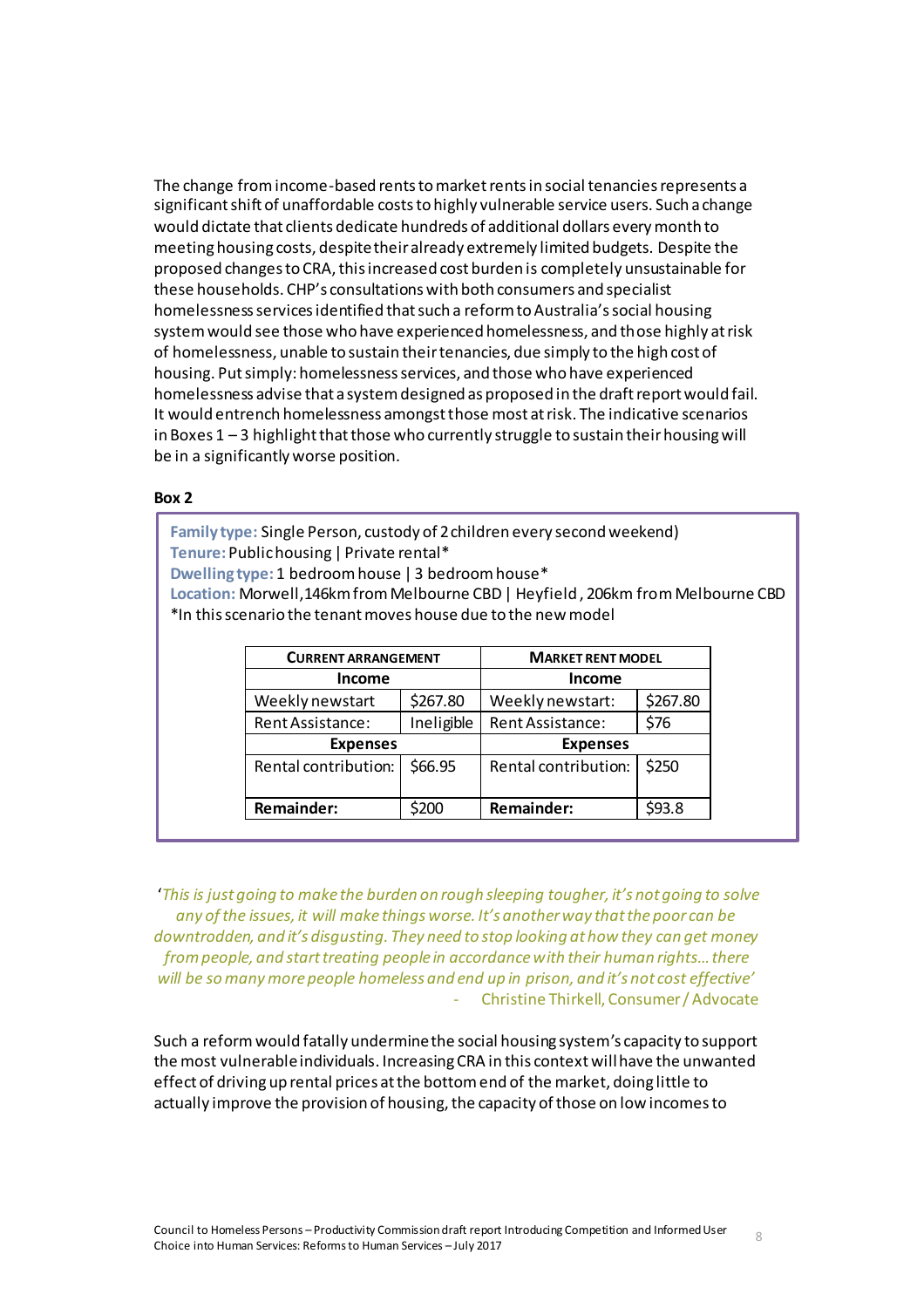The change from income-based rents to market rents in social tenancies represents a significant shift of unaffordable costs to highly vulnerable service users. Such a change would dictate that clients dedicate hundreds of additional dollars every month to meeting housing costs, despite their already extremely limited budgets. Despite the proposed changes to CRA, this increased cost burden is completely unsustainable for these households. CHP's consultations with both consumers and specialist homelessness services identified that such a reform to Australia's social housing system would see those who have experienced homelessness, and those highly at risk of homelessness, unable to sustain their tenancies, due simply to the high cost of housing. Put simply: homelessness services, and those who have experienced homelessness advise that a system designed as proposed in the draft report would fail. It would entrench homelessness amongst those most at risk. The indicative scenarios in Boxes 1 – 3 highlight that those who currently struggle to sustain their housing will be in a significantly worse position.

**Box 2**

**Family type:** Single Person, custody of 2 children every second weekend)
**Tenure:** Public housing | Private rental*
**Dwelling type:** 1 bedroom house | 3 bedroom house*
**Location:** Morwell, 146km from Melbourne CBD | Heyfield , 206km from Melbourne CBD
*In this scenario the tenant moves house due to the new model

| **CURRENT ARRANGEMENT** | | **MARKET RENT MODEL** | |
|---|---|---|---|
| **Income** | | **Income** | |
| Weekly newstart | $267.80 | Weekly newstart: | $267.80 |
| Rent Assistance: | Ineligible | Rent Assistance: | $76 |
| **Expenses** | | **Expenses** | |
| Rental contribution: | $66.95 | Rental contribution: | $250 |
| **Remainder:** | $200 | **Remainder:** | $93.8 |

*'This is just going to make the burden on rough sleeping tougher, it's not going to solve any of the issues, it will make things worse. It's another way that the poor can be downtrodden, and it's disgusting. They need to stop looking at how they can get money from people, and start treating people in accordance with their human rights… there will be so many more people homeless and end up in prison, and it's not cost effective'*
\- Christine Thirkell, Consumer / Advocate

Such a reform would fatally undermine the social housing system's capacity to support the most vulnerable individuals. Increasing CRA in this context will have the unwanted effect of driving up rental prices at the bottom end of the market, doing little to actually improve the provision of housing, the capacity of those on low incomes to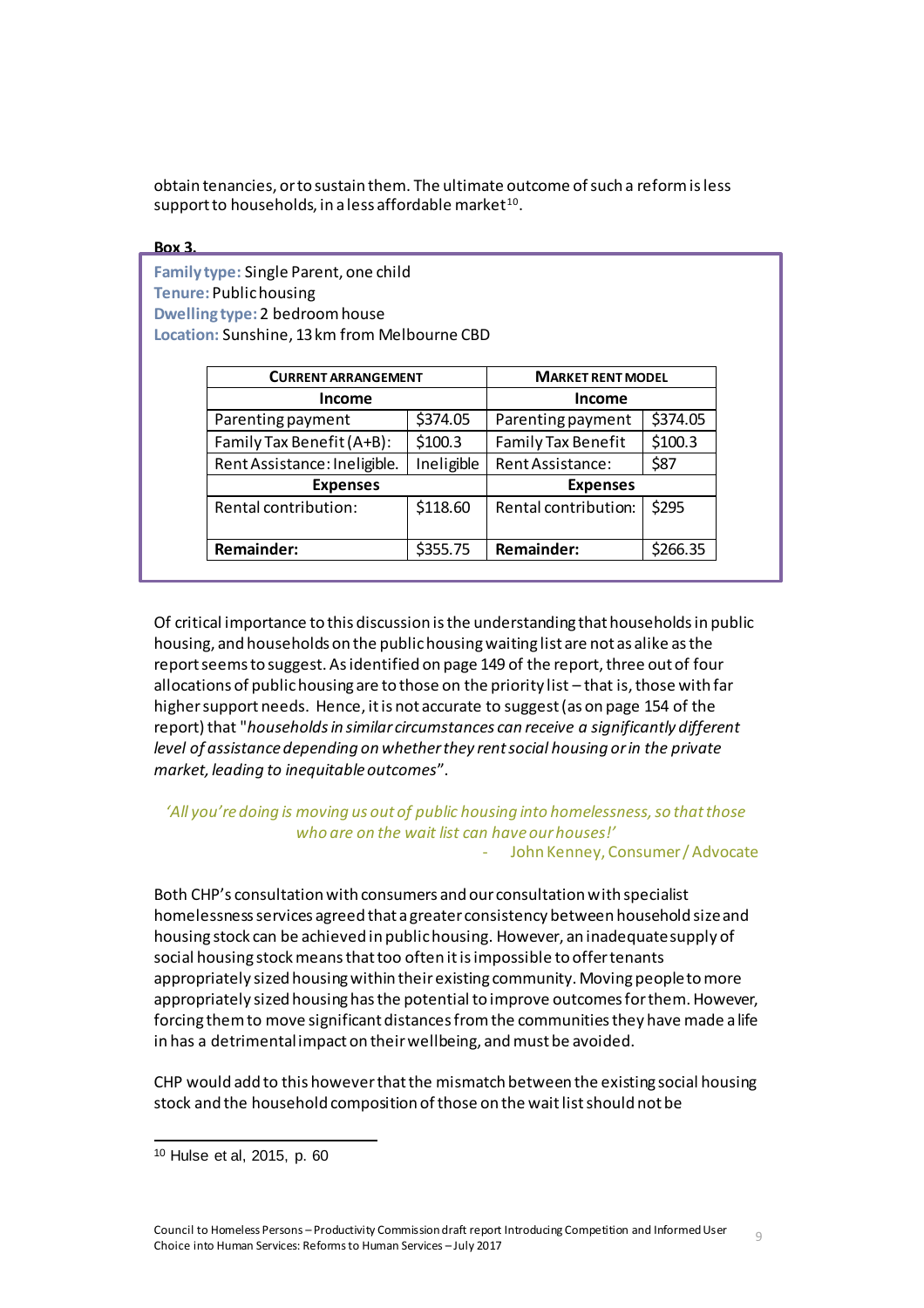obtain tenancies, or to sustain them. The ultimate outcome of such a reform is less support to households, in a less affordable market[10].

**Box 3.**

**Family type:** Single Parent, one child
**Tenure:** Public housing
**Dwelling type:** 2 bedroom house
**Location:** Sunshine, 13 km from Melbourne CBD

| **Current Arrangement** | | **Market Rent Model** | |
|---|---|---|---|
| **Income** | | **Income** | |
| Parenting payment | $374.05 | Parenting payment | $374.05 |
| Family Tax Benefit (A+B): | $100.3 | Family Tax Benefit | $100.3 |
| Rent Assistance: Ineligible. | Ineligible | Rent Assistance: | $87 |
| **Expenses** | | **Expenses** | |
| Rental contribution: | $118.60 | Rental contribution: | $295 |
| **Remainder:** | $355.75 | **Remainder:** | $266.35 |

Of critical importance to this discussion is the understanding that households in public housing, and households on the public housing waiting list are not as alike as the report seems to suggest. As identified on page 149 of the report, three out of four allocations of public housing are to those on the priority list – that is, those with far higher support needs. Hence, it is not accurate to suggest (as on page 154 of the report) that "*households in similar circumstances can receive a significantly different level of assistance depending on whether they rent social housing or in the private market, leading to inequitable outcomes*".

*'All you're doing is moving us out of public housing into homelessness, so that those who are on the wait list can have our houses!'*
- John Kenney, Consumer / Advocate

Both CHP's consultation with consumers and our consultation with specialist homelessness services agreed that a greater consistency between household size and housing stock can be achieved in public housing. However, an inadequate supply of social housing stock means that too often it is impossible to offer tenants appropriately sized housing within their existing community. Moving people to more appropriately sized housing has the potential to improve outcomes for them. However, forcing them to move significant distances from the communities they have made a life in has a detrimental impact on their wellbeing, and must be avoided.

CHP would add to this however that the mismatch between the existing social housing stock and the household composition of those on the wait list should not be

[10] Hulse et al, 2015, p. 60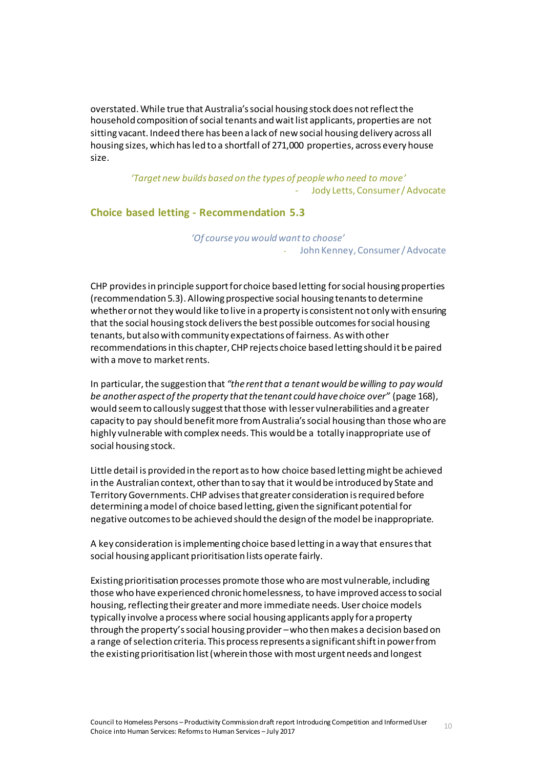overstated. While true that Australia's social housing stock does not reflect the household composition of social tenants and wait list applicants, properties are not sitting vacant. Indeed there has been a lack of new social housing delivery across all housing sizes, which has led to a shortfall of 271,000 properties, across every house size.

> *'Target new builds based on the types of people who need to move'*
>
> \- Jody Letts, Consumer / Advocate

## Choice based letting - Recommendation 5.3

> *'Of course you would want to choose'*
>
> \- John Kenney, Consumer / Advocate

CHP provides in principle support for choice based letting for social housing properties (recommendation 5.3). Allowing prospective social housing tenants to determine whether or not they would like to live in a property is consistent not only with ensuring that the social housing stock delivers the best possible outcomes for social housing tenants, but also with community expectations of fairness. As with other recommendations in this chapter, CHP rejects choice based letting should it be paired with a move to market rents.

In particular, the suggestion that *"the rent that a tenant would be willing to pay would be another aspect of the property that the tenant could have choice over"* (page 168), would seem to callously suggest that those with lesser vulnerabilities and a greater capacity to pay should benefit more from Australia's social housing than those who are highly vulnerable with complex needs. This would be a totally inappropriate use of social housing stock.

Little detail is provided in the report as to how choice based letting might be achieved in the Australian context, other than to say that it would be introduced by State and Territory Governments. CHP advises that greater consideration is required before determining a model of choice based letting, given the significant potential for negative outcomes to be achieved should the design of the model be inappropriate.

A key consideration is implementing choice based letting in a way that ensures that social housing applicant prioritisation lists operate fairly.

Existing prioritisation processes promote those who are most vulnerable, including those who have experienced chronic homelessness, to have improved access to social housing, reflecting their greater and more immediate needs. User choice models typically involve a process where social housing applicants apply for a property through the property's social housing provider – who then makes a decision based on a range of selection criteria. This process represents a significant shift in power from the existing prioritisation list (wherein those with most urgent needs and longest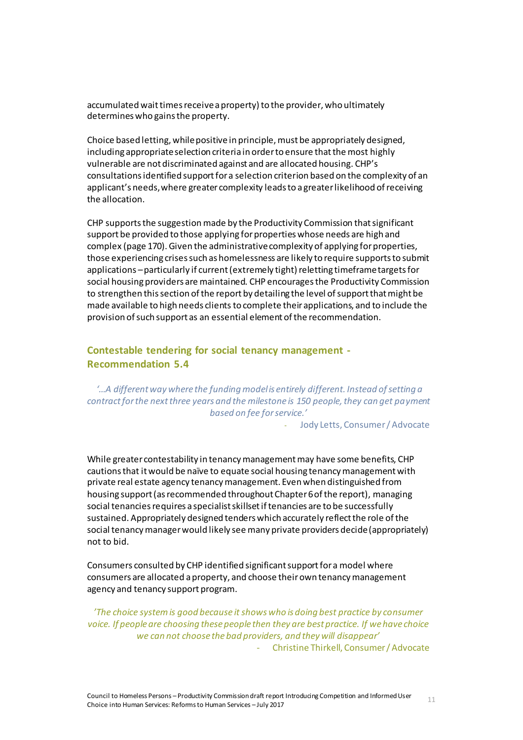accumulated wait times receive a property) to the provider, who ultimately determines who gains the property.

Choice based letting, while positive in principle, must be appropriately designed, including appropriate selection criteria in order to ensure that the most highly vulnerable are not discriminated against and are allocated housing. CHP's consultations identified support for a selection criterion based on the complexity of an applicant's needs, where greater complexity leads to a greater likelihood of receiving the allocation.

CHP supports the suggestion made by the Productivity Commission that significant support be provided to those applying for properties whose needs are high and complex (page 170). Given the administrative complexity of applying for properties, those experiencing crises such as homelessness are likely to require supports to submit applications – particularly if current (extremely tight) reletting timeframe targets for social housing providers are maintained. CHP encourages the Productivity Commission to strengthen this section of the report by detailing the level of support that might be made available to high needs clients to complete their applications, and to include the provision of such support as an essential element of the recommendation.

## Contestable tendering for social tenancy management - Recommendation 5.4

*'...A different way where the funding model is entirely different. Instead of setting a contract for the next three years and the milestone is 150 people, they can get payment based on fee for service.'*

- Jody Letts, Consumer / Advocate

While greater contestability in tenancy management may have some benefits, CHP cautions that it would be naïve to equate social housing tenancy management with private real estate agency tenancy management. Even when distinguished from housing support (as recommended throughout Chapter 6 of the report), managing social tenancies requires a specialist skillset if tenancies are to be successfully sustained. Appropriately designed tenders which accurately reflect the role of the social tenancy manager would likely see many private providers decide (appropriately) not to bid.

Consumers consulted by CHP identified significant support for a model where consumers are allocated a property, and choose their own tenancy management agency and tenancy support program.

*'The choice system is good because it shows who is doing best practice by consumer voice. If people are choosing these people then they are best practice. If we have choice we can not choose the bad providers, and they will disappear'*

- Christine Thirkell, Consumer / Advocate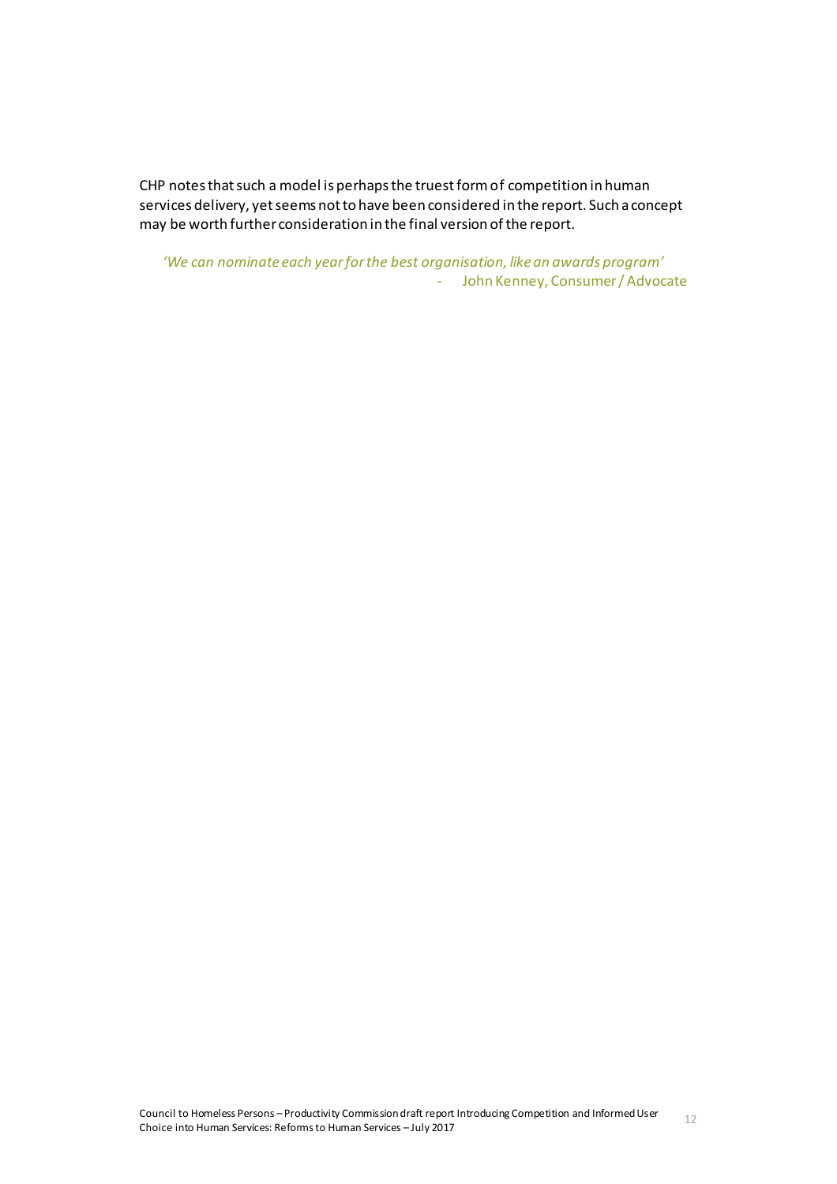CHP notes that such a model is perhaps the truest form of competition in human services delivery, yet seems not to have been considered in the report. Such a concept may be worth further consideration in the final version of the report.

> *'We can nominate each year for the best organisation, like an awards program'*
>
> \- John Kenney, Consumer / Advocate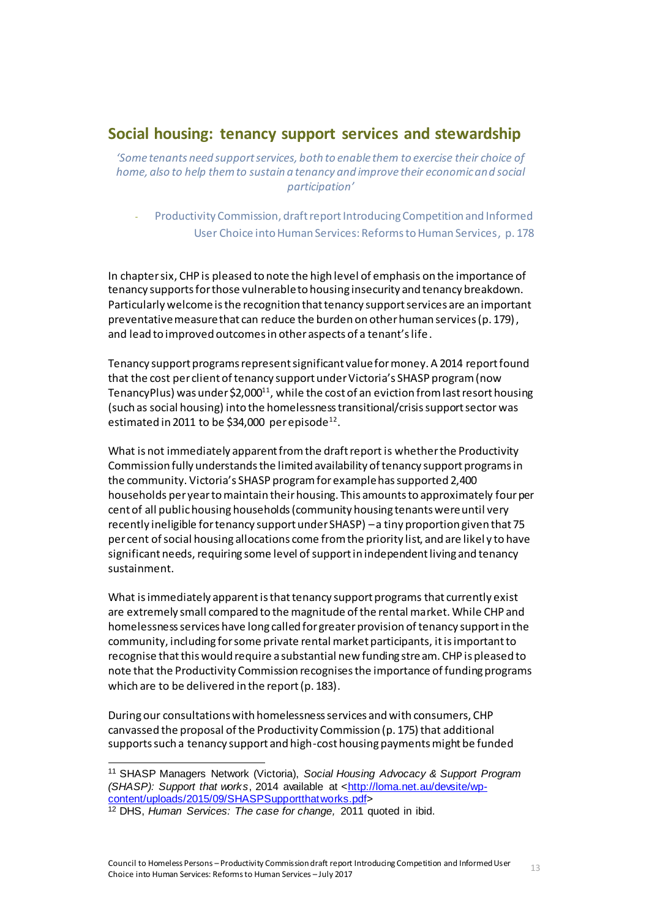## Social housing: tenancy support services and stewardship

*'Some tenants need support services, both to enable them to exercise their choice of home, also to help them to sustain a tenancy and improve their economic and social participation'*

- Productivity Commission, draft report Introducing Competition and Informed User Choice into Human Services: Reforms to Human Services, p. 178

In chapter six, CHP is pleased to note the high level of emphasis on the importance of tenancy supports for those vulnerable to housing insecurity and tenancy breakdown. Particularly welcome is the recognition that tenancy support services are an important preventative measure that can reduce the burden on other human services (p. 179), and lead to improved outcomes in other aspects of a tenant's life.

Tenancy support programs represent significant value for money. A 2014 report found that the cost per client of tenancy support under Victoria's SHASP program (now TenancyPlus) was under $2,000[11], while the cost of an eviction from last resort housing (such as social housing) into the homelessness transitional/crisis support sector was estimated in 2011 to be $34,000 per episode[12].

What is not immediately apparent from the draft report is whether the Productivity Commission fully understands the limited availability of tenancy support programs in the community. Victoria's SHASP program for example has supported 2,400 households per year to maintain their housing. This amounts to approximately four per cent of all public housing households (community housing tenants were until very recently ineligible for tenancy support under SHASP) – a tiny proportion given that 75 per cent of social housing allocations come from the priority list, and are likely to have significant needs, requiring some level of support in independent living and tenancy sustainment.

What is immediately apparent is that tenancy support programs that currently exist are extremely small compared to the magnitude of the rental market. While CHP and homelessness services have long called for greater provision of tenancy support in the community, including for some private rental market participants, it is important to recognise that this would require a substantial new funding stream. CHP is pleased to note that the Productivity Commission recognises the importance of funding programs which are to be delivered in the report (p. 183).

During our consultations with homelessness services and with consumers, CHP canvassed the proposal of the Productivity Commission (p. 175) that additional supports such a tenancy support and high-cost housing payments might be funded

---

[11] SHASP Managers Network (Victoria), *Social Housing Advocacy & Support Program (SHASP): Support that works*, 2014 available at <http://loma.net.au/devsite/wp-content/uploads/2015/09/SHASPSupportthatworks.pdf>

[12] DHS, *Human Services: The case for change*, 2011 quoted in ibid.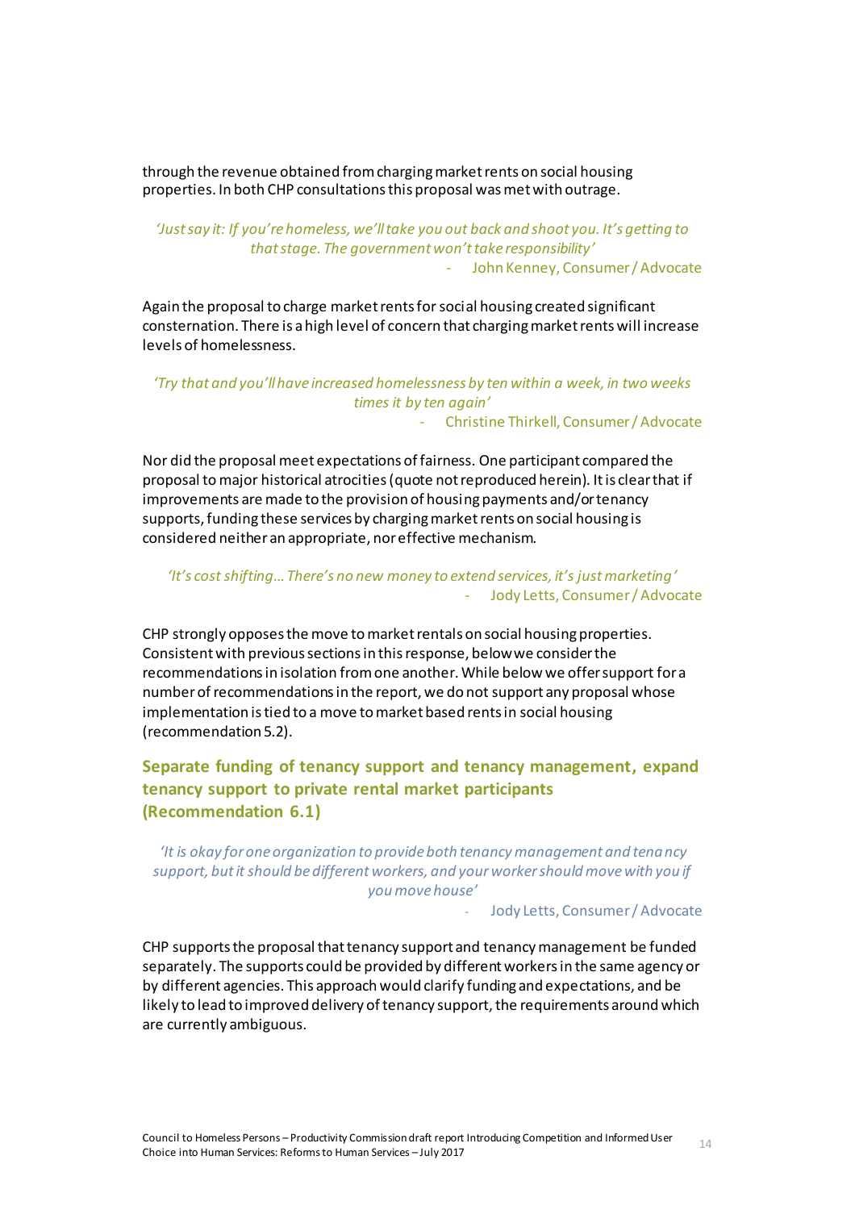through the revenue obtained from charging market rents on social housing properties. In both CHP consultations this proposal was met with outrage.

*'Just say it: If you're homeless, we'll take you out back and shoot you. It's getting to that stage. The government won't take responsibility'*

- John Kenney, Consumer / Advocate

Again the proposal to charge market rents for social housing created significant consternation. There is a high level of concern that charging market rents will increase levels of homelessness.

*'Try that and you'll have increased homelessness by ten within a week, in two weeks times it by ten again'*

- Christine Thirkell, Consumer / Advocate

Nor did the proposal meet expectations of fairness. One participant compared the proposal to major historical atrocities (quote not reproduced herein). It is clear that if improvements are made to the provision of housing payments and/or tenancy supports, funding these services by charging market rents on social housing is considered neither an appropriate, nor effective mechanism.

*'It's cost shifting… There's no new money to extend services, it's just marketing'*

- Jody Letts, Consumer / Advocate

CHP strongly opposes the move to market rentals on social housing properties. Consistent with previous sections in this response, below we consider the recommendations in isolation from one another. While below we offer support for a number of recommendations in the report, we do not support any proposal whose implementation is tied to a move to market based rents in social housing (recommendation 5.2).

### Separate funding of tenancy support and tenancy management, expand tenancy support to private rental market participants (Recommendation 6.1)

*'It is okay for one organization to provide both tenancy management and tenancy support, but it should be different workers, and your worker should move with you if you move house'*

- Jody Letts, Consumer / Advocate

CHP supports the proposal that tenancy support and tenancy management be funded separately. The supports could be provided by different workers in the same agency or by different agencies. This approach would clarify funding and expectations, and be likely to lead to improved delivery of tenancy support, the requirements around which are currently ambiguous.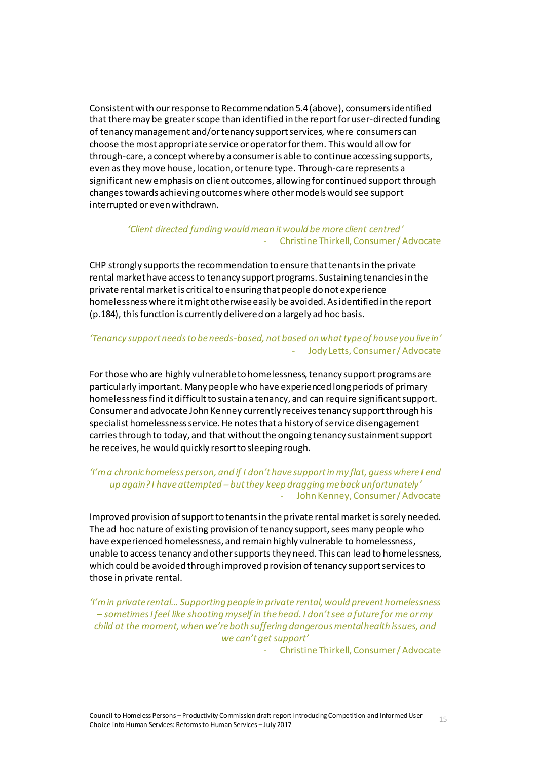Consistent with our response to Recommendation 5.4 (above), consumers identified that there may be greater scope than identified in the report for user-directed funding of tenancy management and/or tenancy support services, where consumers can choose the most appropriate service or operator for them. This would allow for through-care, a concept whereby a consumer is able to continue accessing supports, even as they move house, location, or tenure type. Through-care represents a significant new emphasis on client outcomes, allowing for continued support through changes towards achieving outcomes where other models would see support interrupted or even withdrawn.

*'Client directed funding would mean it would be more client centred'*
- Christine Thirkell, Consumer / Advocate

CHP strongly supports the recommendation to ensure that tenants in the private rental market have access to tenancy support programs. Sustaining tenancies in the private rental market is critical to ensuring that people do not experience homelessness where it might otherwise easily be avoided. As identified in the report (p.184), this function is currently delivered on a largely ad hoc basis.

*'Tenancy support needs to be needs-based, not based on what type of house you live in'*
- Jody Letts, Consumer / Advocate

For those who are highly vulnerable to homelessness, tenancy support programs are particularly important. Many people who have experienced long periods of primary homelessness find it difficult to sustain a tenancy, and can require significant support. Consumer and advocate John Kenney currently receives tenancy support through his specialist homelessness service. He notes that a history of service disengagement carries through to today, and that without the ongoing tenancy sustainment support he receives, he would quickly resort to sleeping rough.

*'I'm a chronic homeless person, and if I don't have support in my flat, guess where I end up again? I have attempted – but they keep dragging me back unfortunately'*
- John Kenney, Consumer / Advocate

Improved provision of support to tenants in the private rental market is sorely needed. The ad hoc nature of existing provision of tenancy support, sees many people who have experienced homelessness, and remain highly vulnerable to homelessness, unable to access tenancy and other supports they need. This can lead to homelessness, which could be avoided through improved provision of tenancy support services to those in private rental.

*'I'm in private rental… Supporting people in private rental, would prevent homelessness – sometimes I feel like shooting myself in the head. I don't see a future for me or my child at the moment, when we're both suffering dangerous mental health issues, and we can't get support'*
- Christine Thirkell, Consumer / Advocate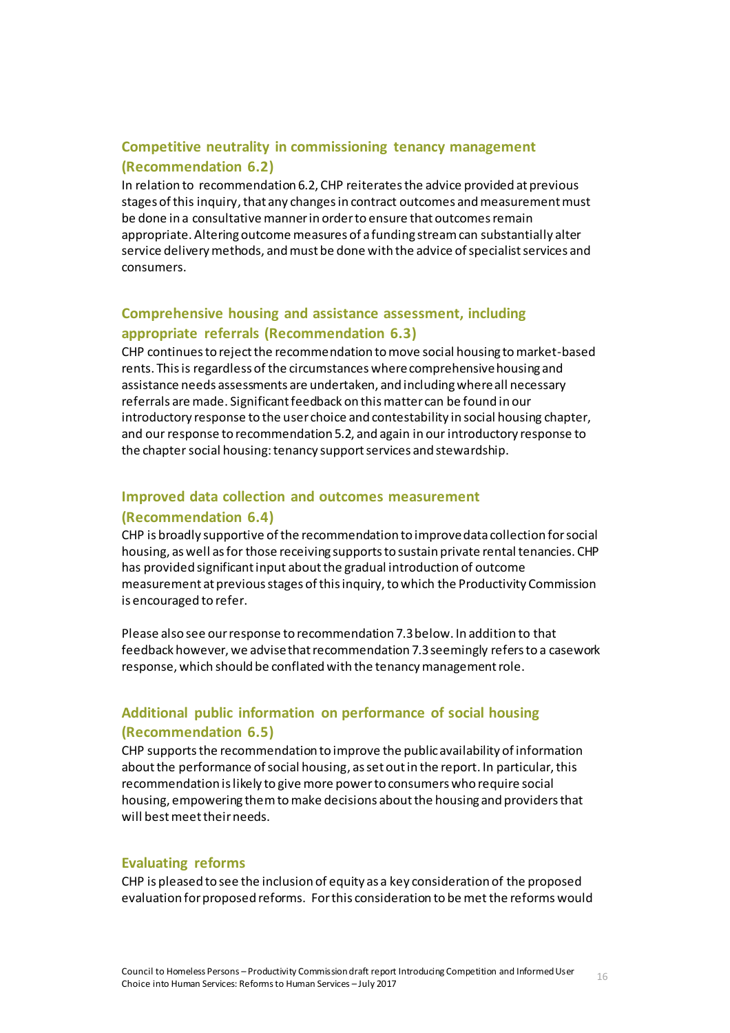### Competitive neutrality in commissioning tenancy management (Recommendation 6.2)

In relation to recommendation 6.2, CHP reiterates the advice provided at previous stages of this inquiry, that any changes in contract outcomes and measurement must be done in a consultative manner in order to ensure that outcomes remain appropriate. Altering outcome measures of a funding stream can substantially alter service delivery methods, and must be done with the advice of specialist services and consumers.

### Comprehensive housing and assistance assessment, including appropriate referrals (Recommendation 6.3)

CHP continues to reject the recommendation to move social housing to market-based rents. This is regardless of the circumstances where comprehensive housing and assistance needs assessments are undertaken, and including where all necessary referrals are made. Significant feedback on this matter can be found in our introductory response to the user choice and contestability in social housing chapter, and our response to recommendation 5.2, and again in our introductory response to the chapter social housing: tenancy support services and stewardship.

### Improved data collection and outcomes measurement (Recommendation 6.4)

CHP is broadly supportive of the recommendation to improve data collection for social housing, as well as for those receiving supports to sustain private rental tenancies. CHP has provided significant input about the gradual introduction of outcome measurement at previous stages of this inquiry, to which the Productivity Commission is encouraged to refer.

Please also see our response to recommendation 7.3 below. In addition to that feedback however, we advise that recommendation 7.3 seemingly refers to a casework response, which should be conflated with the tenancy management role.

### Additional public information on performance of social housing (Recommendation 6.5)

CHP supports the recommendation to improve the public availability of information about the performance of social housing, as set out in the report. In particular, this recommendation is likely to give more power to consumers who require social housing, empowering them to make decisions about the housing and providers that will best meet their needs.

### Evaluating reforms

CHP is pleased to see the inclusion of equity as a key consideration of the proposed evaluation for proposed reforms. For this consideration to be met the reforms would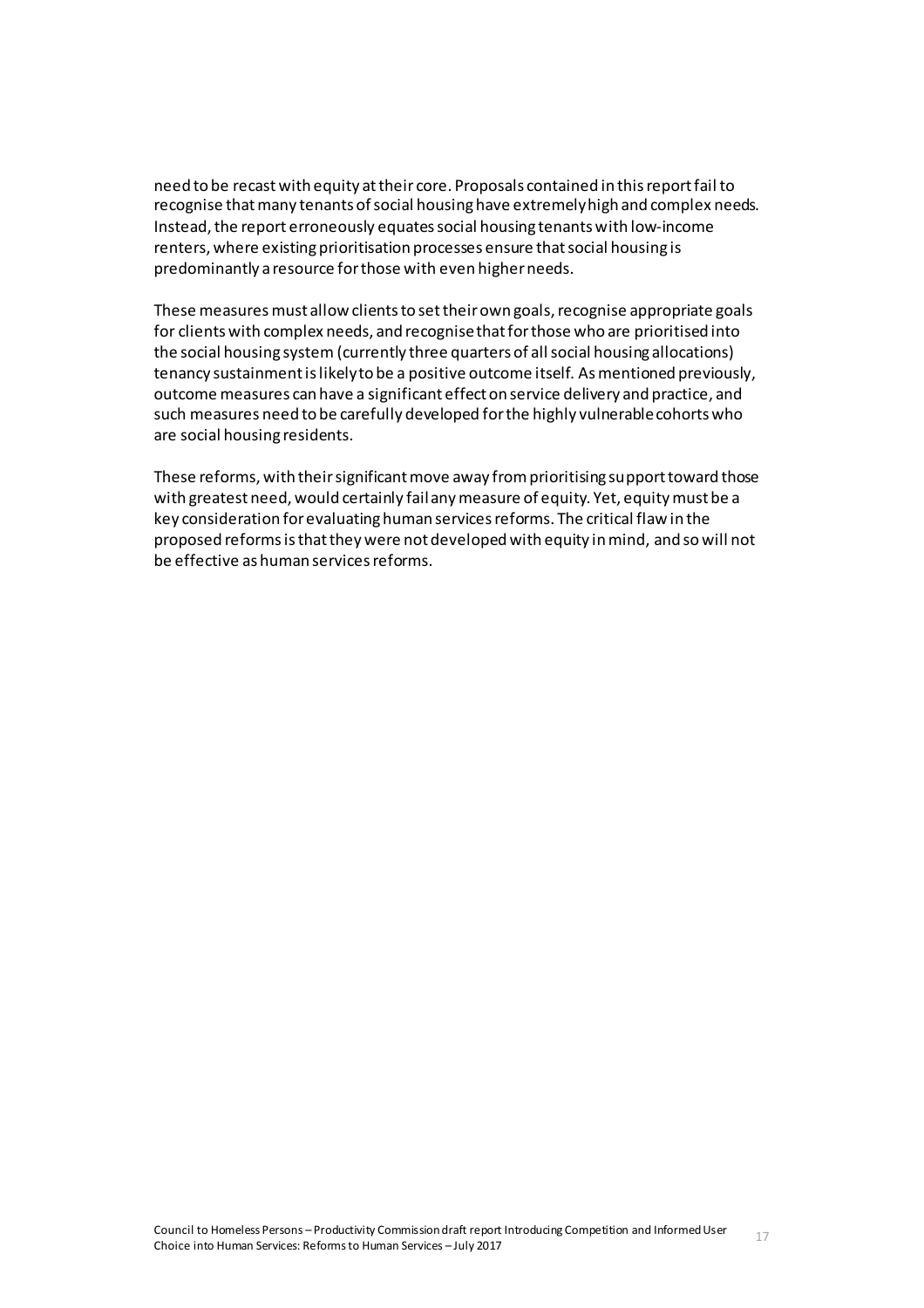need to be recast with equity at their core. Proposals contained in this report fail to recognise that many tenants of social housing have extremely high and complex needs. Instead, the report erroneously equates social housing tenants with low-income renters, where existing prioritisation processes ensure that social housing is predominantly a resource for those with even higher needs.

These measures must allow clients to set their own goals, recognise appropriate goals for clients with complex needs, and recognise that for those who are prioritised into the social housing system (currently three quarters of all social housing allocations) tenancy sustainment is likely to be a positive outcome itself. As mentioned previously, outcome measures can have a significant effect on service delivery and practice, and such measures need to be carefully developed for the highly vulnerable cohorts who are social housing residents.

These reforms, with their significant move away from prioritising support toward those with greatest need, would certainly fail any measure of equity. Yet, equity must be a key consideration for evaluating human services reforms. The critical flaw in the proposed reforms is that they were not developed with equity in mind, and so will not be effective as human services reforms.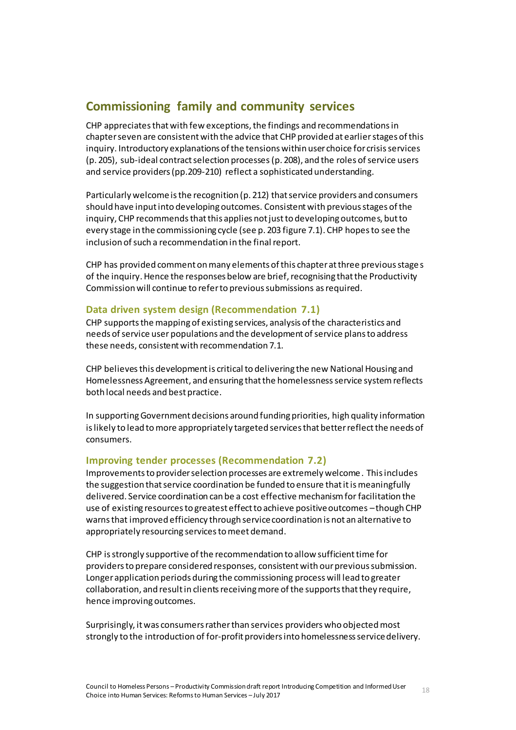## Commissioning family and community services

CHP appreciates that with few exceptions, the findings and recommendations in chapter seven are consistent with the advice that CHP provided at earlier stages of this inquiry. Introductory explanations of the tensions within user choice for crisis services (p. 205), sub-ideal contract selection processes (p. 208), and the roles of service users and service providers (pp.209-210) reflect a sophisticated understanding.

Particularly welcome is the recognition (p. 212) that service providers and consumers should have input into developing outcomes. Consistent with previous stages of the inquiry, CHP recommends that this applies not just to developing outcomes, but to every stage in the commissioning cycle (see p. 203 figure 7.1). CHP hopes to see the inclusion of such a recommendation in the final report.

CHP has provided comment on many elements of this chapter at three previous stages of the inquiry. Hence the responses below are brief, recognising that the Productivity Commission will continue to refer to previous submissions as required.

### Data driven system design (Recommendation 7.1)

CHP supports the mapping of existing services, analysis of the characteristics and needs of service user populations and the development of service plans to address these needs, consistent with recommendation 7.1.

CHP believes this development is critical to delivering the new National Housing and Homelessness Agreement, and ensuring that the homelessness service system reflects both local needs and best practice.

In supporting Government decisions around funding priorities, high quality information is likely to lead to more appropriately targeted services that better reflect the needs of consumers.

### Improving tender processes (Recommendation 7.2)

Improvements to provider selection processes are extremely welcome. This includes the suggestion that service coordination be funded to ensure that it is meaningfully delivered. Service coordination can be a cost effective mechanism for facilitation the use of existing resources to greatest effect to achieve positive outcomes – though CHP warns that improved efficiency through service coordination is not an alternative to appropriately resourcing services to meet demand.

CHP is strongly supportive of the recommendation to allow sufficient time for providers to prepare considered responses, consistent with our previous submission. Longer application periods during the commissioning process will lead to greater collaboration, and result in clients receiving more of the supports that they require, hence improving outcomes.

Surprisingly, it was consumers rather than services providers who objected most strongly to the introduction of for-profit providers into homelessness service delivery.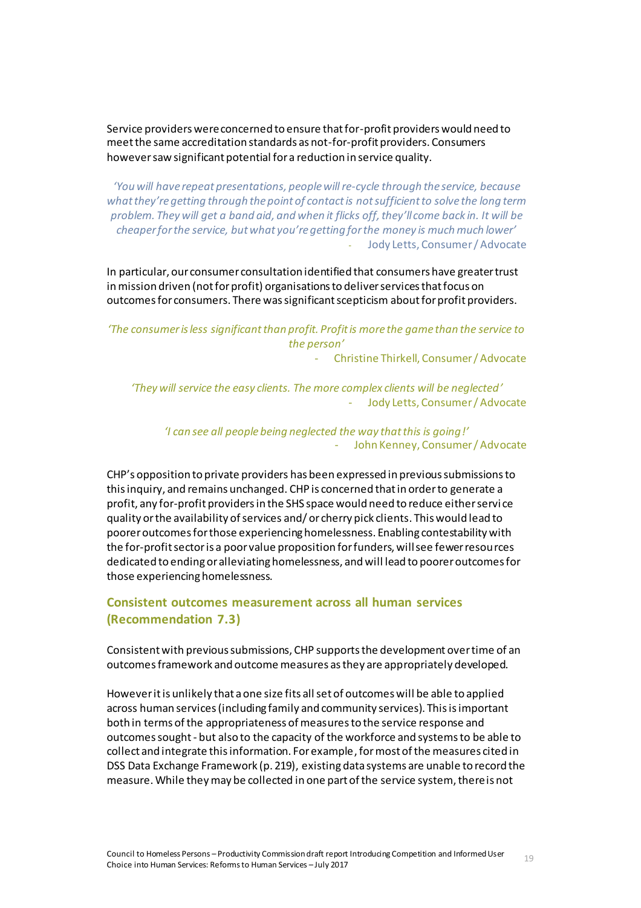Service providers were concerned to ensure that for-profit providers would need to meet the same accreditation standards as not-for-profit providers. Consumers however saw significant potential for a reduction in service quality.

> *'You will have repeat presentations, people will re-cycle through the service, because what they're getting through the point of contact is not sufficient to solve the long term problem. They will get a band aid, and when it flicks off, they'll come back in. It will be cheaper for the service, but what you're getting for the money is much much lower'*
>
> \- Jody Letts, Consumer / Advocate

In particular, our consumer consultation identified that consumers have greater trust in mission driven (not for profit) organisations to deliver services that focus on outcomes for consumers. There was significant scepticism about for profit providers.

> *'The consumer is less significant than profit. Profit is more the game than the service to the person'*
>
> \- Christine Thirkell, Consumer / Advocate

> *'They will service the easy clients. The more complex clients will be neglected'*
>
> \- Jody Letts, Consumer / Advocate

> *'I can see all people being neglected the way that this is going!'*
>
> \- John Kenney, Consumer / Advocate

CHP's opposition to private providers has been expressed in previous submissions to this inquiry, and remains unchanged. CHP is concerned that in order to generate a profit, any for-profit providers in the SHS space would need to reduce either service quality or the availability of services and/ or cherry pick clients. This would lead to poorer outcomes for those experiencing homelessness. Enabling contestability with the for-profit sector is a poor value proposition for funders, will see fewer resources dedicated to ending or alleviating homelessness, and will lead to poorer outcomes for those experiencing homelessness.

## Consistent outcomes measurement across all human services (Recommendation 7.3)

Consistent with previous submissions, CHP supports the development over time of an outcomes framework and outcome measures as they are appropriately developed.

However it is unlikely that a one size fits all set of outcomes will be able to applied across human services (including family and community services). This is important both in terms of the appropriateness of measures to the service response and outcomes sought - but also to the capacity of the workforce and systems to be able to collect and integrate this information. For example, for most of the measures cited in DSS Data Exchange Framework (p. 219), existing data systems are unable to record the measure. While they may be collected in one part of the service system, there is not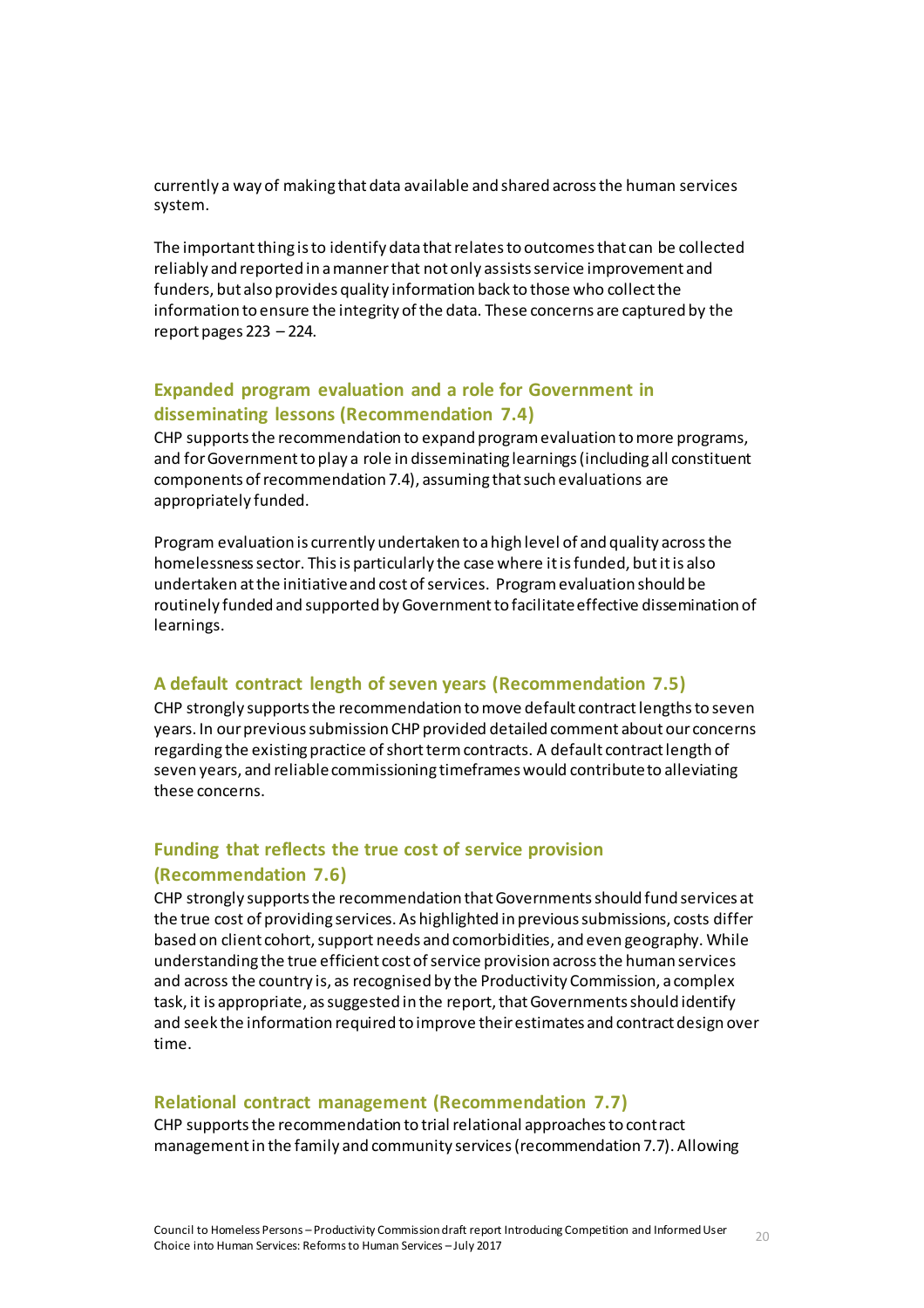currently a way of making that data available and shared across the human services system.

The important thing is to identify data that relates to outcomes that can be collected reliably and reported in a manner that not only assists service improvement and funders, but also provides quality information back to those who collect the information to ensure the integrity of the data. These concerns are captured by the report pages 223 – 224.

### Expanded program evaluation and a role for Government in disseminating lessons (Recommendation 7.4)

CHP supports the recommendation to expand program evaluation to more programs, and for Government to play a role in disseminating learnings (including all constituent components of recommendation 7.4), assuming that such evaluations are appropriately funded.

Program evaluation is currently undertaken to a high level of and quality across the homelessness sector. This is particularly the case where it is funded, but it is also undertaken at the initiative and cost of services. Program evaluation should be routinely funded and supported by Government to facilitate effective dissemination of learnings.

### A default contract length of seven years (Recommendation 7.5)

CHP strongly supports the recommendation to move default contract lengths to seven years. In our previous submission CHP provided detailed comment about our concerns regarding the existing practice of short term contracts. A default contract length of seven years, and reliable commissioning timeframes would contribute to alleviating these concerns.

### Funding that reflects the true cost of service provision (Recommendation 7.6)

CHP strongly supports the recommendation that Governments should fund services at the true cost of providing services. As highlighted in previous submissions, costs differ based on client cohort, support needs and comorbidities, and even geography. While understanding the true efficient cost of service provision across the human services and across the country is, as recognised by the Productivity Commission, a complex task, it is appropriate, as suggested in the report, that Governments should identify and seek the information required to improve their estimates and contract design over time.

### Relational contract management (Recommendation 7.7)

CHP supports the recommendation to trial relational approaches to contract management in the family and community services (recommendation 7.7). Allowing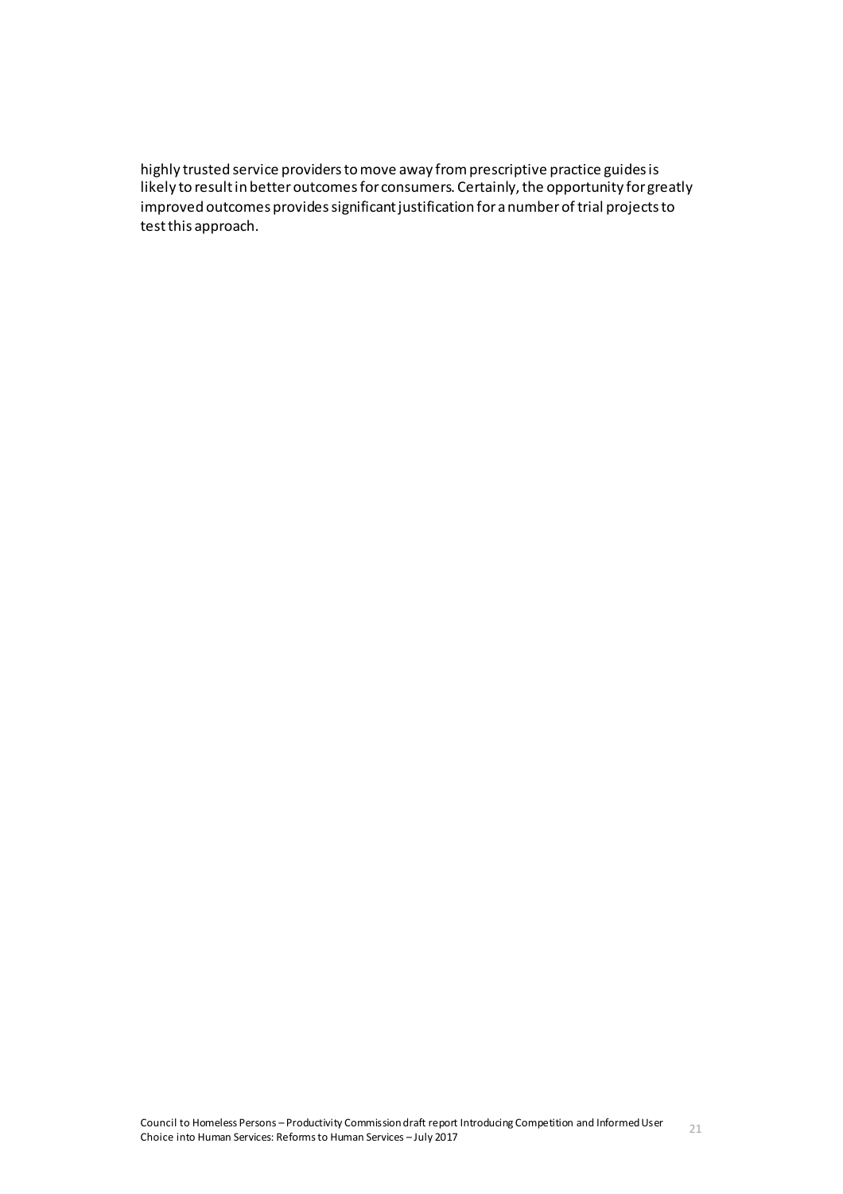highly trusted service providers to move away from prescriptive practice guides is likely to result in better outcomes for consumers. Certainly, the opportunity for greatly improved outcomes provides significant justification for a number of trial projects to test this approach.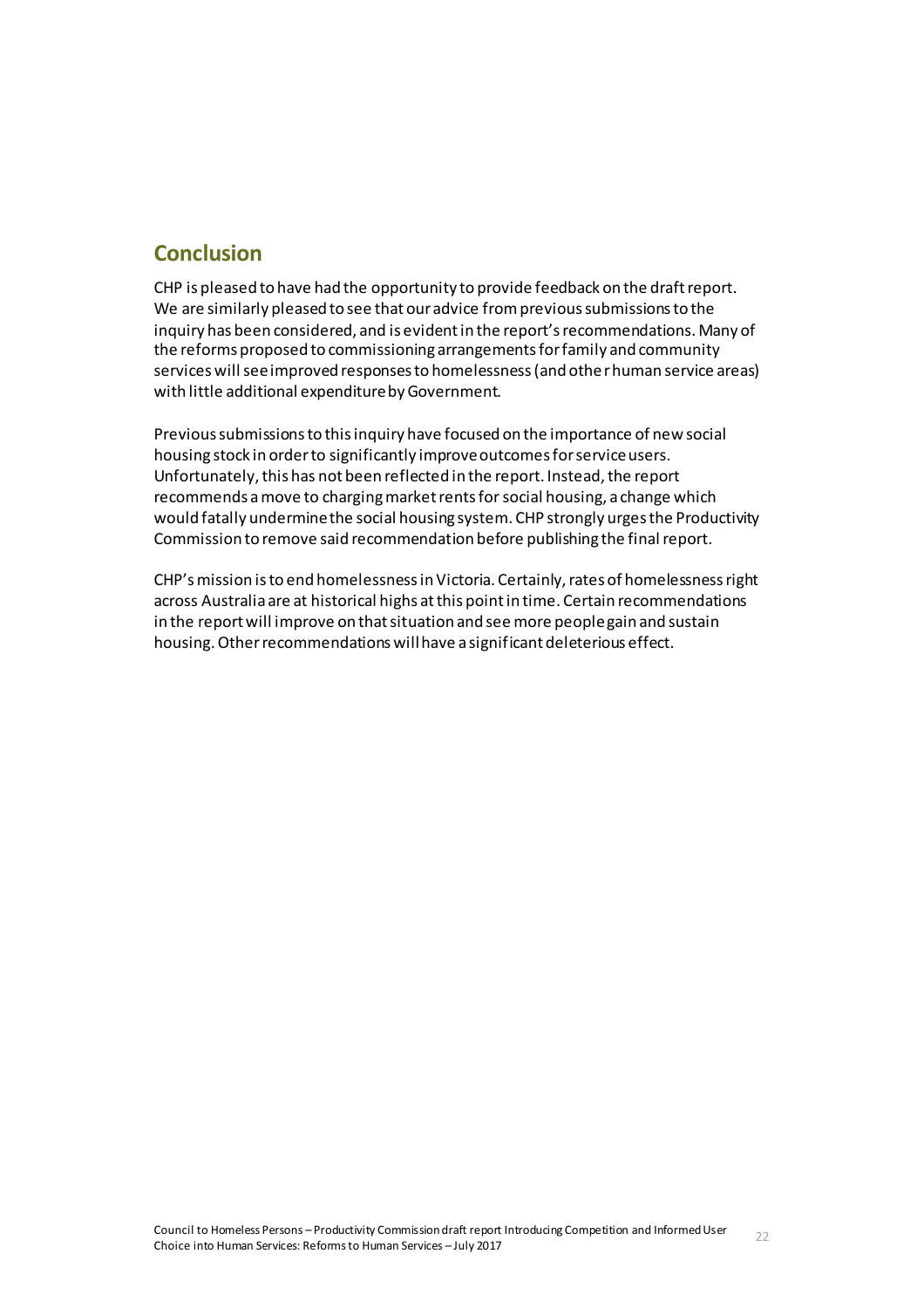## Conclusion

CHP is pleased to have had the opportunity to provide feedback on the draft report. We are similarly pleased to see that our advice from previous submissions to the inquiry has been considered, and is evident in the report's recommendations. Many of the reforms proposed to commissioning arrangements for family and community services will see improved responses to homelessness (and other human service areas) with little additional expenditure by Government.

Previous submissions to this inquiry have focused on the importance of new social housing stock in order to significantly improve outcomes for service users. Unfortunately, this has not been reflected in the report. Instead, the report recommends a move to charging market rents for social housing, a change which would fatally undermine the social housing system. CHP strongly urges the Productivity Commission to remove said recommendation before publishing the final report.

CHP's mission is to end homelessness in Victoria. Certainly, rates of homelessness right across Australia are at historical highs at this point in time. Certain recommendations in the report will improve on that situation and see more people gain and sustain housing. Other recommendations will have a significant deleterious effect.